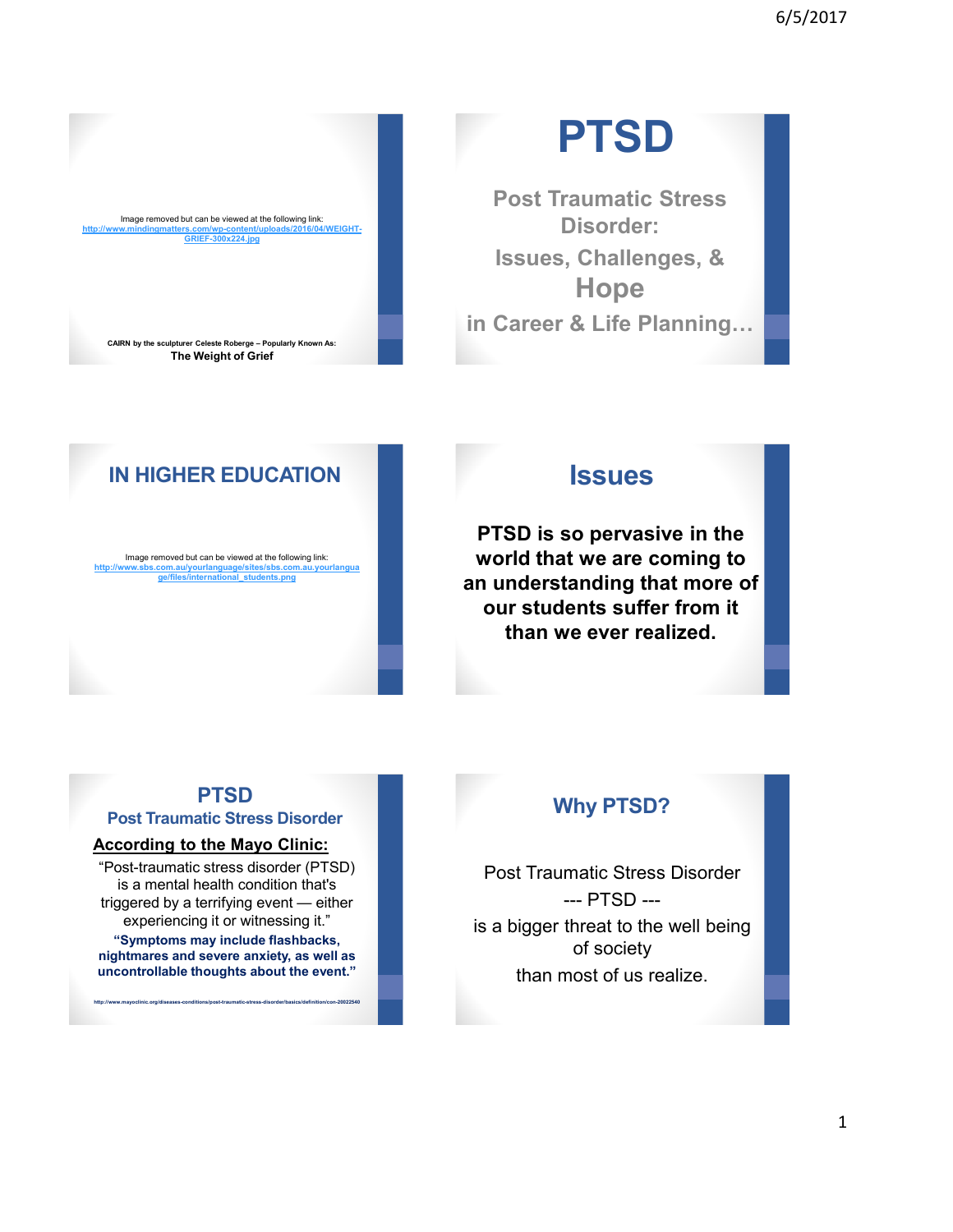Image removed but can be viewed at the following link:
http://www.mindingmatters.com/wp-content/uploads/2016/04/WEIGHT-GRIEF-300x224.jpg

CAIRN by the sculpturer Celeste Roberge – Popularly Known As:
**The Weight of Grief**

# PTSD

**Post Traumatic Stress Disorder:**

**Issues, Challenges, &**

**Hope**

**in Career & Life Planning…**

## IN HIGHER EDUCATION

Image removed but can be viewed at the following link:
http://www.sbs.com.au/yourlanguage/sites/sbs.com.au.yourlanguage/files/international_students.png

## Issues

**PTSD is so pervasive in the world that we are coming to an understanding that more of our students suffer from it than we ever realized.**

## PTSD
### Post Traumatic Stress Disorder

**According to the Mayo Clinic:**

"Post-traumatic stress disorder (PTSD) is a mental health condition that's triggered by a terrifying event — either experiencing it or witnessing it."

**"Symptoms may include flashbacks, nightmares and severe anxiety, as well as uncontrollable thoughts about the event."**

http://www.mayoclinic.org/diseases-conditions/post-traumatic-stress-disorder/basics/definition/con-20022540

## Why PTSD?

Post Traumatic Stress Disorder

--- PTSD ---

is a bigger threat to the well being of society

than most of us realize.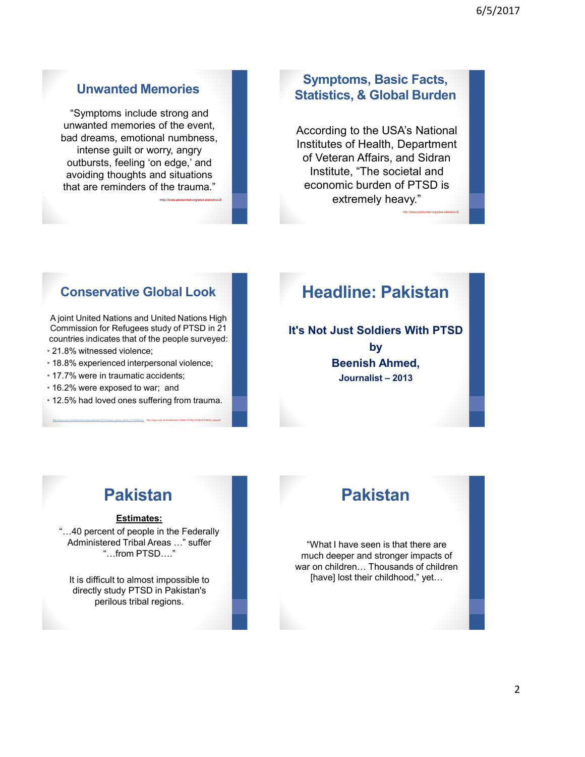## Unwanted Memories

"Symptoms include strong and unwanted memories of the event, bad dreams, emotional numbness, intense guilt or worry, angry outbursts, feeling 'on edge,' and avoiding thoughts and situations that are reminders of the trauma."

http://www.ptsdunited.org/ptsd-statistics-2/

## Symptoms, Basic Facts, Statistics, & Global Burden

According to the USA's National Institutes of Health, Department of Veteran Affairs, and Sidran Institute, "The societal and economic burden of PTSD is extremely heavy."

http://www.ptsdunited.org/ptsd-statistics-2/

## Conservative Global Look

A joint United Nations and United Nations High Commission for Refugees study of PTSD in 21 countries indicates that of the people surveyed:

- 21.8% witnessed violence;
- 18.8% experienced interpersonal violence;
- 17.7% were in traumatic accidents;
- 16.2% were exposed to war; and
- 12.5% had loved ones suffering from trauma.

## Headline: Pakistan

**It's Not Just Soldiers With PTSD**

**by**

**Beenish Ahmed,**

**Journalist – 2013**

## Pakistan

**Estimates:**

"…40 percent of people in the Federally Administered Tribal Areas …" suffer "…from PTSD…."

It is difficult to almost impossible to directly study PTSD in Pakistan's perilous tribal regions.

## Pakistan

"What I have seen is that there are much deeper and stronger impacts of war on children… Thousands of children [have] lost their childhood," yet…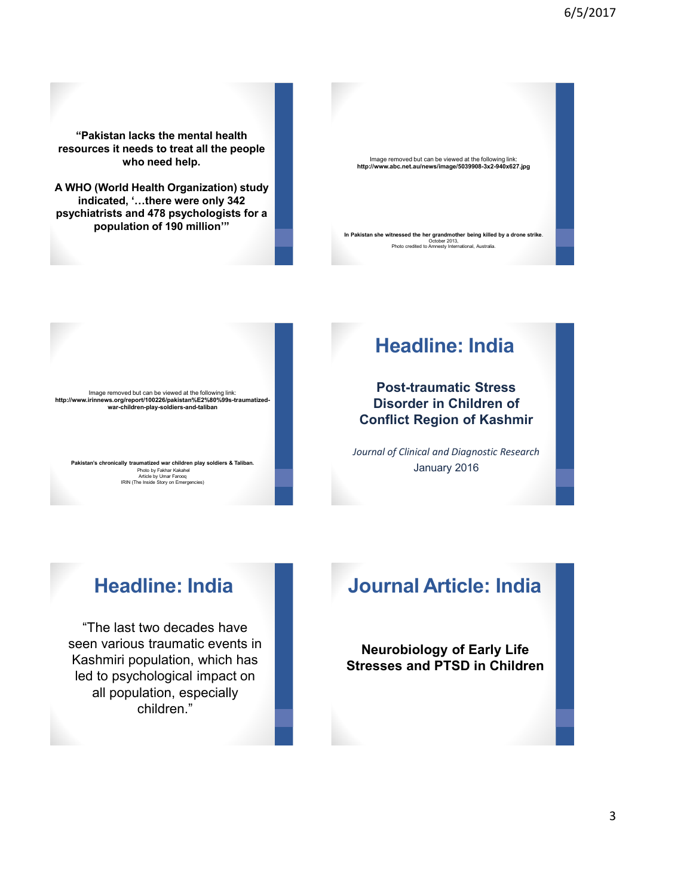**"Pakistan lacks the mental health resources it needs to treat all the people who need help.**

**A WHO (World Health Organization) study indicated, '…there were only 342 psychiatrists and 478 psychologists for a population of 190 million'"**

Image removed but can be viewed at the following link:
**http://www.abc.net.au/news/image/5039908-3x2-940x627.jpg**

**In Pakistan she witnessed the her grandmother being killed by a drone strike.**
October 2013,
Photo credited to Amnesty International, Australia.

Image removed but can be viewed at the following link:
**http://www.irinnews.org/report/100226/pakistan%E2%80%99s-traumatized-war-children-play-soldiers-and-taliban**

**Pakistan's chronically traumatized war children play soldiers & Taliban.**
Photo by Fakhar Kakahel
Article by Umar Farooq
IRIN (The Inside Story on Emergencies)

# Headline: India

**Post-traumatic Stress Disorder in Children of Conflict Region of Kashmir**

*Journal of Clinical and Diagnostic Research*
January 2016

# Headline: India

"The last two decades have seen various traumatic events in Kashmiri population, which has led to psychological impact on all population, especially children."

# Journal Article: India

**Neurobiology of Early Life Stresses and PTSD in Children**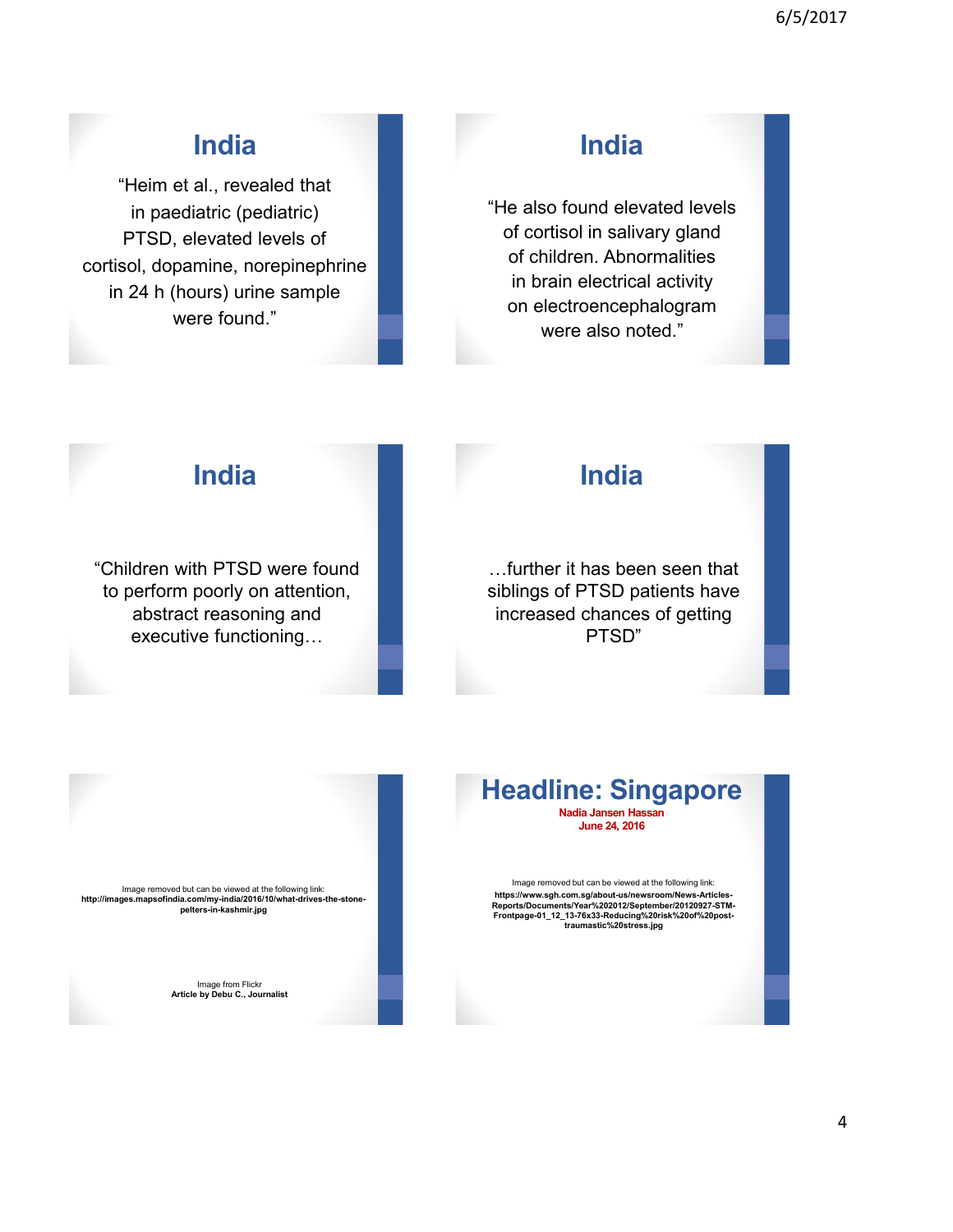## India

"Heim et al., revealed that in paediatric (pediatric) PTSD, elevated levels of cortisol, dopamine, norepinephrine in 24 h (hours) urine sample were found."

## India

"He also found elevated levels of cortisol in salivary gland of children. Abnormalities in brain electrical activity on electroencephalogram were also noted."

## India

"Children with PTSD were found to perform poorly on attention, abstract reasoning and executive functioning…

## India

…further it has been seen that siblings of PTSD patients have increased chances of getting PTSD"

Image removed but can be viewed at the following link:
**http://images.mapsofindia.com/my-india/2016/10/what-drives-the-stone-pelters-in-kashmir.jpg**

Image from Flickr
**Article by Debu C., Journalist**

## Headline: Singapore

**Nadia Jansen Hassan**
**June 24, 2016**

Image removed but can be viewed at the following link:
**https://www.sgh.com.sg/about-us/newsroom/News-Articles-Reports/Documents/Year%202012/September/20120927-STM-Frontpage-01_12_13-76x33-Reducing%20risk%20of%20post-traumastic%20stress.jpg**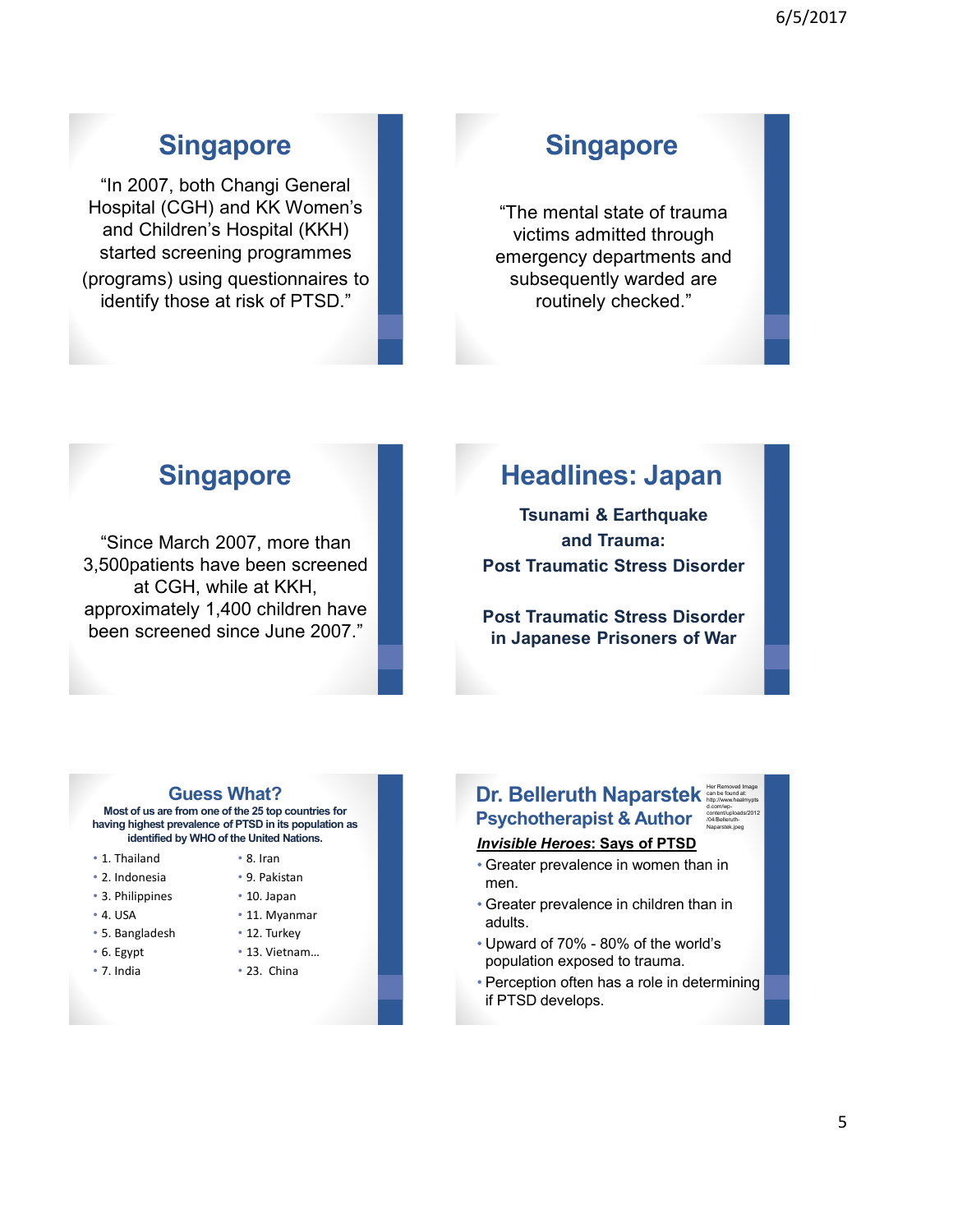## Singapore

"In 2007, both Changi General Hospital (CGH) and KK Women's and Children's Hospital (KKH) started screening programmes (programs) using questionnaires to identify those at risk of PTSD."

## Singapore

"The mental state of trauma victims admitted through emergency departments and subsequently warded are routinely checked."

## Singapore

"Since March 2007, more than 3,500patients have been screened at CGH, while at KKH, approximately 1,400 children have been screened since June 2007."

## Headlines: Japan

**Tsunami & Earthquake and Trauma: Post Traumatic Stress Disorder**

**Post Traumatic Stress Disorder in Japanese Prisoners of War**

## Guess What?

**Most of us are from one of the 25 top countries for having highest prevalence of PTSD in its population as identified by WHO of the United Nations.**

- 1. Thailand
- 2. Indonesia
- 3. Philippines
- 4. USA
- 5. Bangladesh
- 6. Egypt
- 7. India
- 8. Iran
- 9. Pakistan
- 10. Japan
- 11. Myanmar
- 12. Turkey
- 13. Vietnam…
- 23. China

## Dr. Belleruth Naparstek

### Psychotherapist & Author

Her Removed Image can be found at: http://www.healmyptsd.com/wp-content/uploads/2012/04/Belleruth-Naparstek.jpeg

***Invisible Heroes*: Says of PTSD**

- Greater prevalence in women than in men.
- Greater prevalence in children than in adults.
- Upward of 70% - 80% of the world's population exposed to trauma.
- Perception often has a role in determining if PTSD develops.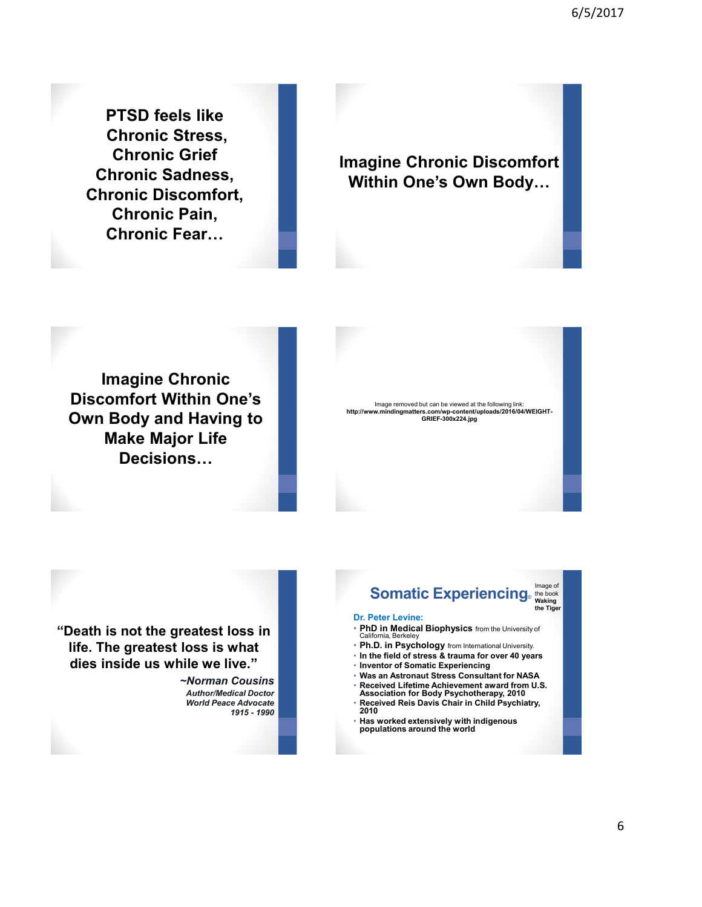**PTSD feels like Chronic Stress, Chronic Grief Chronic Sadness, Chronic Discomfort, Chronic Pain, Chronic Fear…**

**Imagine Chronic Discomfort Within One's Own Body…**

**Imagine Chronic Discomfort Within One's Own Body and Having to Make Major Life Decisions…**

Image removed but can be viewed at the following link:
**http://www.mindingmatters.com/wp-content/uploads/2016/04/WEIGHT-GRIEF-300x224.jpg**

**"Death is not the greatest loss in life. The greatest loss is what dies inside us while we live."**

***~Norman Cousins***
***Author/Medical Doctor***
***World Peace Advocate***
***1915 - 1990***

## Somatic Experiencing©

Image of the book **Waking the Tiger**

**Dr. Peter Levine:**

- **PhD in Medical Biophysics** from the University of California, Berkeley
- **Ph.D. in Psychology** from International University.
- **In the field of stress & trauma for over 40 years**
- **Inventor of Somatic Experiencing**
- **Was an Astronaut Stress Consultant for NASA**
- **Received Lifetime Achievement award from U.S. Association for Body Psychotherapy, 2010**
- **Received Reis Davis Chair in Child Psychiatry, 2010**
- **Has worked extensively with indigenous populations around the world**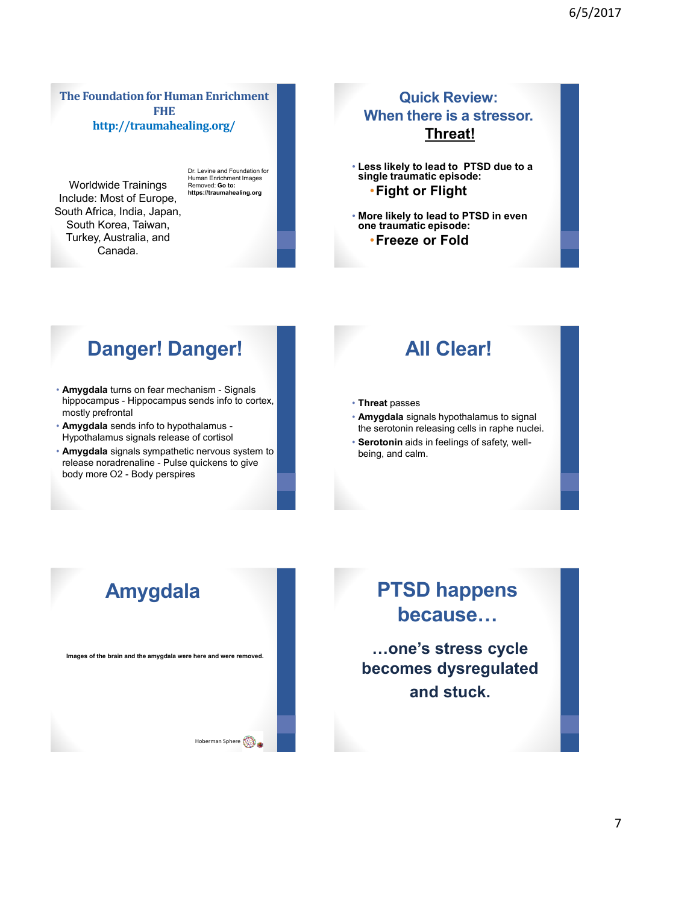## The Foundation for Human Enrichment FHE
## http://traumahealing.org/

Worldwide Trainings Include: Most of Europe, South Africa, India, Japan, South Korea, Taiwan, Turkey, Australia, and Canada.

Dr. Levine and Foundation for Human Enrichment Images Removed: **Go to: https://traumahealing.org**

## Quick Review: When there is a stressor. Threat!

- **Less likely to lead to PTSD due to a single traumatic episode:**
  - **Fight or Flight**
- **More likely to lead to PTSD in even one traumatic episode:**
  - **Freeze or Fold**

## Danger! Danger!

- **Amygdala** turns on fear mechanism - Signals hippocampus - Hippocampus sends info to cortex, mostly prefrontal
- **Amygdala** sends info to hypothalamus - Hypothalamus signals release of cortisol
- **Amygdala** signals sympathetic nervous system to release noradrenaline - Pulse quickens to give body more O2 - Body perspires

## All Clear!

- **Threat** passes
- **Amygdala** signals hypothalamus to signal the serotonin releasing cells in raphe nuclei.
- **Serotonin** aids in feelings of safety, well-being, and calm.

## Amygdala

**Images of the brain and the amygdala were here and were removed.**

Hoberman Sphere

## PTSD happens because…

**…one's stress cycle becomes dysregulated and stuck.**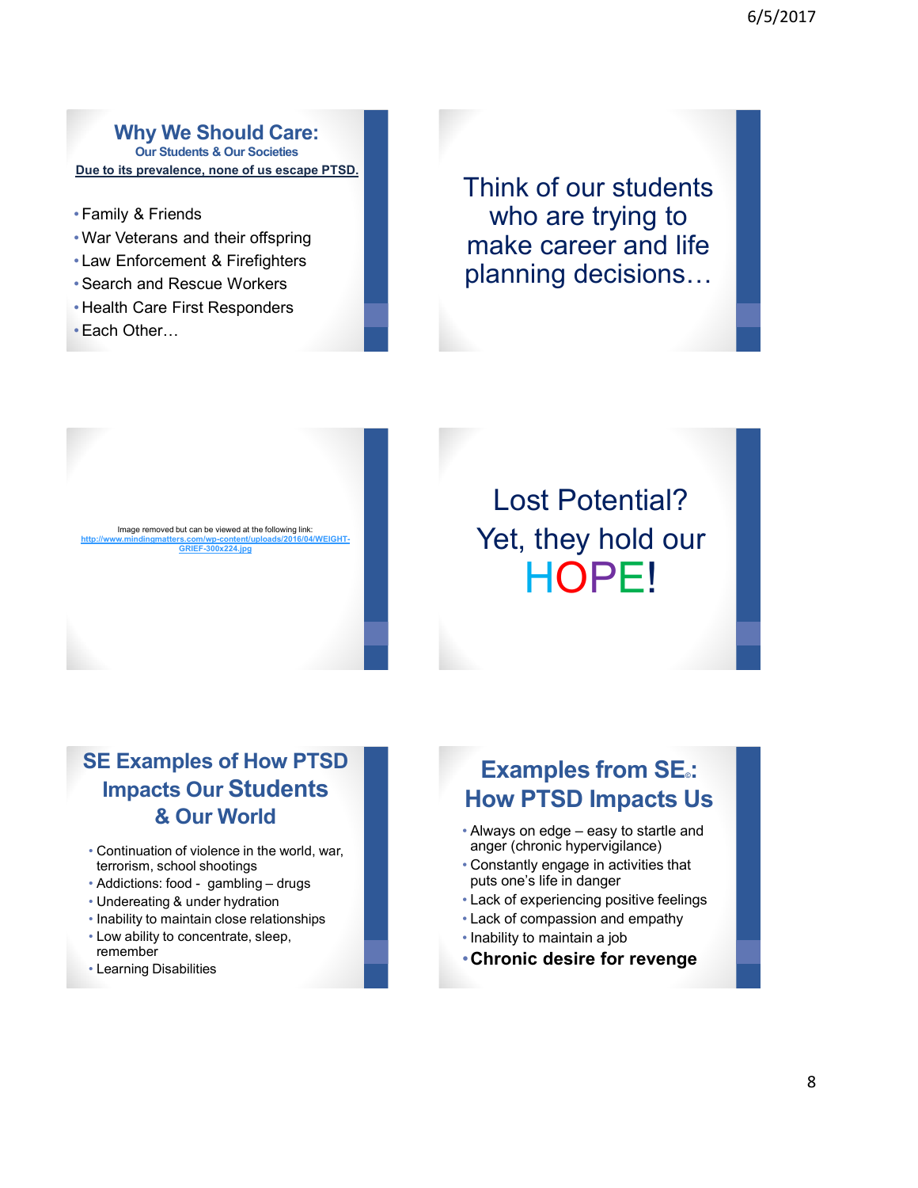## Why We Should Care:

**Our Students & Our Societies**

**Due to its prevalence, none of us escape PTSD.**

- Family & Friends
- War Veterans and their offspring
- Law Enforcement & Firefighters
- Search and Rescue Workers
- Health Care First Responders
- Each Other…

Think of our students who are trying to make career and life planning decisions…

Image removed but can be viewed at the following link: http://www.mindingmatters.com/wp-content/uploads/2016/04/WEIGHT-GRIEF-300x224.jpg

Lost Potential?

Yet, they hold our HOPE!

## SE Examples of How PTSD Impacts Our Students & Our World

- Continuation of violence in the world, war, terrorism, school shootings
- Addictions: food - gambling – drugs
- Undereating & under hydration
- Inability to maintain close relationships
- Low ability to concentrate, sleep, remember
- Learning Disabilities

## Examples from SE©: How PTSD Impacts Us

- Always on edge – easy to startle and anger (chronic hypervigilance)
- Constantly engage in activities that puts one's life in danger
- Lack of experiencing positive feelings
- Lack of compassion and empathy
- Inability to maintain a job
- **Chronic desire for revenge**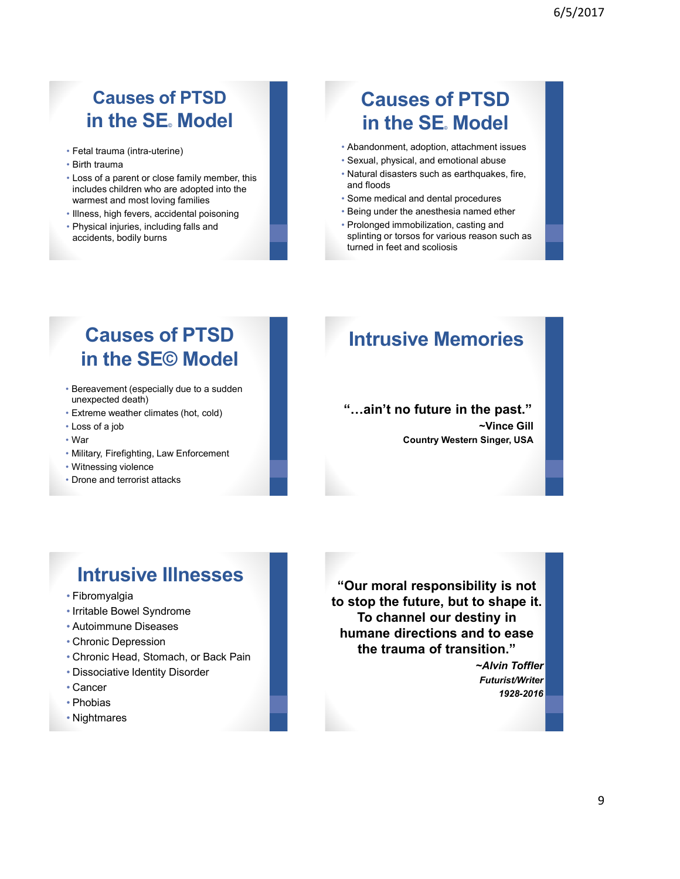## Causes of PTSD in the SE© Model

- Fetal trauma (intra-uterine)
- Birth trauma
- Loss of a parent or close family member, this includes children who are adopted into the warmest and most loving families
- Illness, high fevers, accidental poisoning
- Physical injuries, including falls and accidents, bodily burns

## Causes of PTSD in the SE© Model

- Abandonment, adoption, attachment issues
- Sexual, physical, and emotional abuse
- Natural disasters such as earthquakes, fire, and floods
- Some medical and dental procedures
- Being under the anesthesia named ether
- Prolonged immobilization, casting and splinting or torsos for various reason such as turned in feet and scoliosis

## Causes of PTSD in the SE© Model

- Bereavement (especially due to a sudden unexpected death)
- Extreme weather climates (hot, cold)
- Loss of a job
- War
- Military, Firefighting, Law Enforcement
- Witnessing violence
- Drone and terrorist attacks

## Intrusive Memories

**"…ain't no future in the past."**

**~Vince Gill**

**Country Western Singer, USA**

## Intrusive Illnesses

- Fibromyalgia
- Irritable Bowel Syndrome
- Autoimmune Diseases
- Chronic Depression
- Chronic Head, Stomach, or Back Pain
- Dissociative Identity Disorder
- Cancer
- Phobias
- Nightmares

**"Our moral responsibility is not to stop the future, but to shape it. To channel our destiny in humane directions and to ease the trauma of transition."**

***~Alvin Toffler***

***Futurist/Writer***

***1928-2016***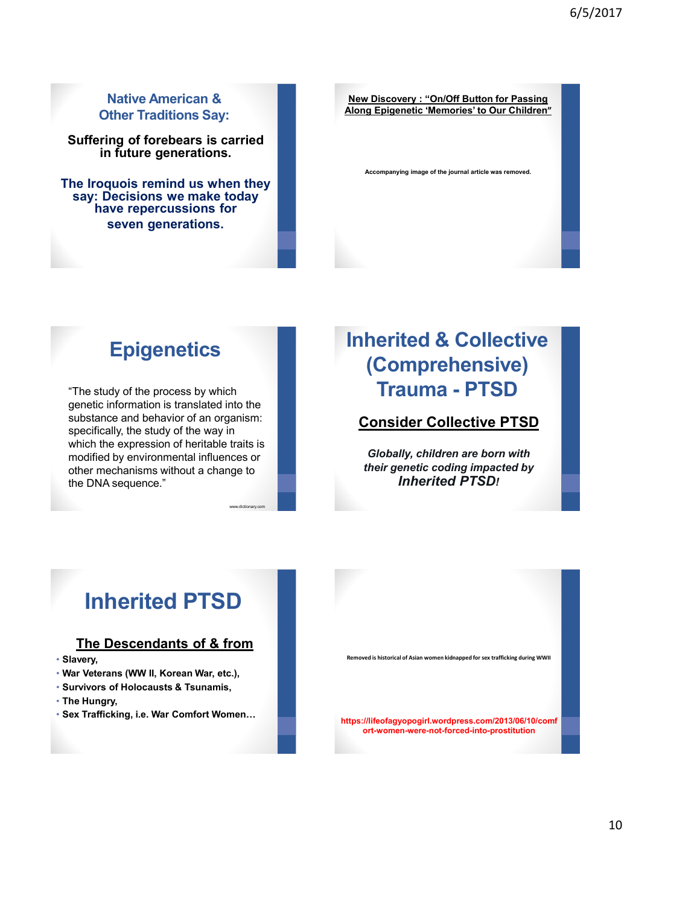## Native American & Other Traditions Say:

**Suffering of forebears is carried in future generations.**

**The Iroquois remind us when they say: Decisions we make today have repercussions for seven generations.**

**New Discovery : "On/Off Button for Passing Along Epigenetic 'Memories' to Our Children"**

**Accompanying image of the journal article was removed.**

## Epigenetics

"The study of the process by which genetic information is translated into the substance and behavior of an organism: specifically, the study of the way in which the expression of heritable traits is modified by environmental influences or other mechanisms without a change to the DNA sequence."

www.dictionary.com

## Inherited & Collective (Comprehensive) Trauma - PTSD

**Consider Collective PTSD**

***Globally, children are born with their genetic coding impacted by Inherited PTSD!***

## Inherited PTSD

**The Descendants of & from**

- **Slavery,**
- **War Veterans (WW II, Korean War, etc.),**
- **Survivors of Holocausts & Tsunamis,**
- **The Hungry,**
- **Sex Trafficking, i.e. War Comfort Women…**

**Removed is historical of Asian women kidnapped for sex trafficking during WWII**

**https://lifeofagyopogirl.wordpress.com/2013/06/10/comfort-women-were-not-forced-into-prostitution**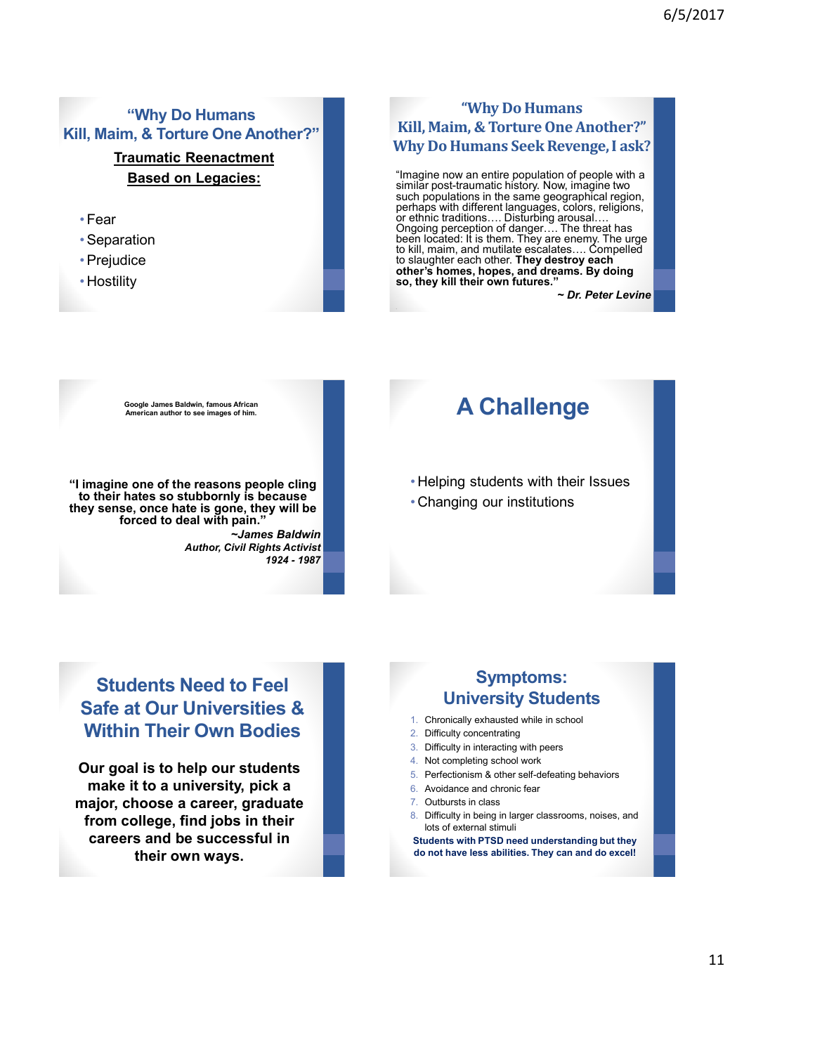## "Why Do Humans Kill, Maim, & Torture One Another?"

**Traumatic Reenactment**

**Based on Legacies:**

- Fear
- Separation
- Prejudice
- Hostility

## "Why Do Humans Kill, Maim, & Torture One Another?" Why Do Humans Seek Revenge, I ask?

"Imagine now an entire population of people with a similar post-traumatic history. Now, imagine two such populations in the same geographical region, perhaps with different languages, colors, religions, or ethnic traditions…. Disturbing arousal…. Ongoing perception of danger…. The threat has been located: It is them. They are enemy. The urge to kill, maim, and mutilate escalates…. Compelled to slaughter each other. **They destroy each other's homes, hopes, and dreams. By doing so, they kill their own futures."**

***~ Dr. Peter Levine***

**Google James Baldwin, famous African American author to see images of him.**

**"I imagine one of the reasons people cling to their hates so stubbornly is because they sense, once hate is gone, they will be forced to deal with pain."**

***~James Baldwin***
***Author, Civil Rights Activist***
***1924 - 1987***

## A Challenge

- Helping students with their Issues
- Changing our institutions

## Students Need to Feel Safe at Our Universities & Within Their Own Bodies

**Our goal is to help our students make it to a university, pick a major, choose a career, graduate from college, find jobs in their careers and be successful in their own ways.**

## Symptoms: University Students

1. Chronically exhausted while in school
2. Difficulty concentrating
3. Difficulty in interacting with peers
4. Not completing school work
5. Perfectionism & other self-defeating behaviors
6. Avoidance and chronic fear
7. Outbursts in class
8. Difficulty in being in larger classrooms, noises, and lots of external stimuli

**Students with PTSD need understanding but they do not have less abilities. They can and do excel!**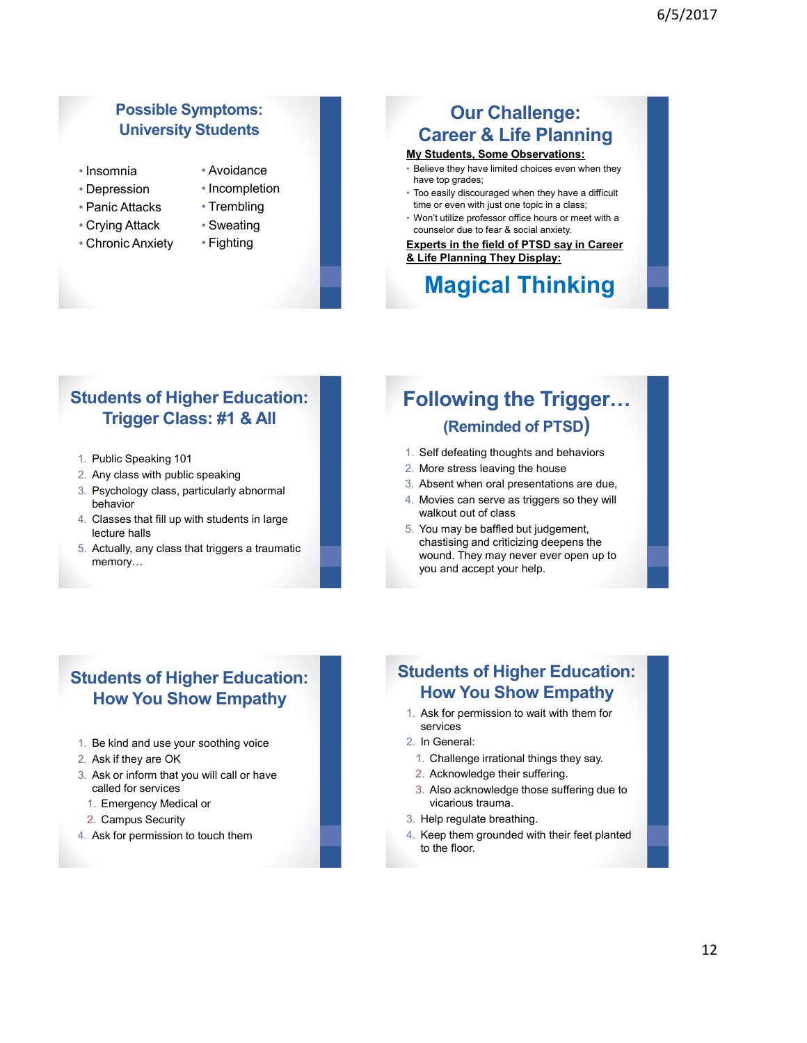## Possible Symptoms: University Students

- Insomnia
- Depression
- Panic Attacks
- Crying Attack
- Chronic Anxiety
- Avoidance
- Incompletion
- Trembling
- Sweating
- Fighting

## Our Challenge: Career & Life Planning

**My Students, Some Observations:**

- Believe they have limited choices even when they have top grades;
- Too easily discouraged when they have a difficult time or even with just one topic in a class;
- Won't utilize professor office hours or meet with a counselor due to fear & social anxiety.

**Experts in the field of PTSD say in Career & Life Planning They Display:**

**Magical Thinking**

## Students of Higher Education: Trigger Class: #1 & All

1. Public Speaking 101
2. Any class with public speaking
3. Psychology class, particularly abnormal behavior
4. Classes that fill up with students in large lecture halls
5. Actually, any class that triggers a traumatic memory…

## Following the Trigger… (Reminded of PTSD)

1. Self defeating thoughts and behaviors
2. More stress leaving the house
3. Absent when oral presentations are due,
4. Movies can serve as triggers so they will walkout out of class
5. You may be baffled but judgement, chastising and criticizing deepens the wound. They may never ever open up to you and accept your help.

## Students of Higher Education: How You Show Empathy

1. Be kind and use your soothing voice
2. Ask if they are OK
3. Ask or inform that you will call or have called for services
   1. Emergency Medical or
   2. Campus Security
4. Ask for permission to touch them

## Students of Higher Education: How You Show Empathy

1. Ask for permission to wait with them for services
2. In General:
   1. Challenge irrational things they say.
   2. Acknowledge their suffering.
   3. Also acknowledge those suffering due to vicarious trauma.
3. Help regulate breathing.
4. Keep them grounded with their feet planted to the floor.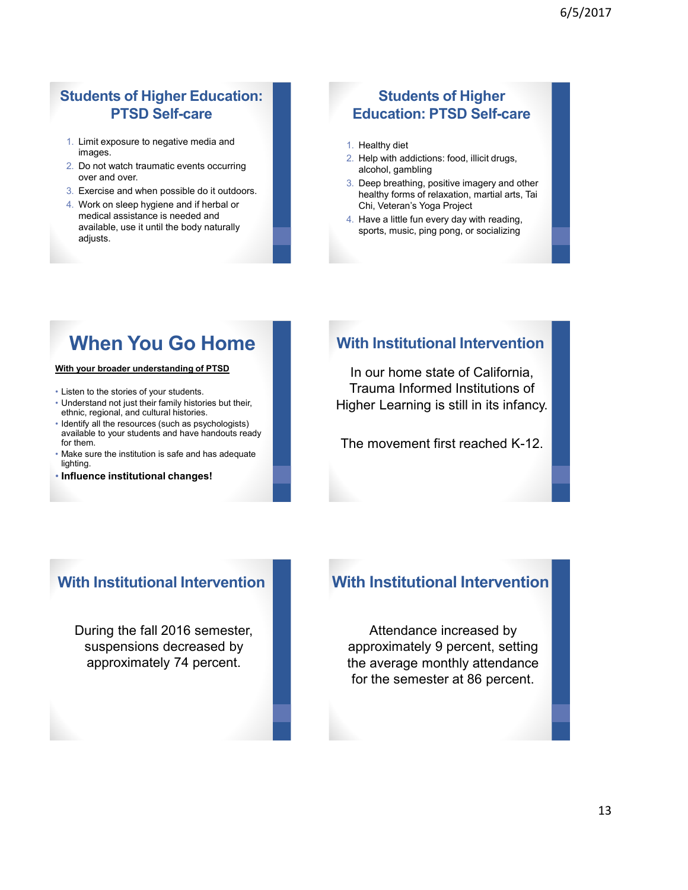## Students of Higher Education: PTSD Self-care

1. Limit exposure to negative media and images.
2. Do not watch traumatic events occurring over and over.
3. Exercise and when possible do it outdoors.
4. Work on sleep hygiene and if herbal or medical assistance is needed and available, use it until the body naturally adjusts.

## Students of Higher Education: PTSD Self-care

1. Healthy diet
2. Help with addictions: food, illicit drugs, alcohol, gambling
3. Deep breathing, positive imagery and other healthy forms of relaxation, martial arts, Tai Chi, Veteran's Yoga Project
4. Have a little fun every day with reading, sports, music, ping pong, or socializing

## When You Go Home

**With your broader understanding of PTSD**

- Listen to the stories of your students.
- Understand not just their family histories but their, ethnic, regional, and cultural histories.
- Identify all the resources (such as psychologists) available to your students and have handouts ready for them.
- Make sure the institution is safe and has adequate lighting.
- **Influence institutional changes!**

## With Institutional Intervention

In our home state of California, Trauma Informed Institutions of Higher Learning is still in its infancy.

The movement first reached K-12.

## With Institutional Intervention

During the fall 2016 semester, suspensions decreased by approximately 74 percent.

## With Institutional Intervention

Attendance increased by approximately 9 percent, setting the average monthly attendance for the semester at 86 percent.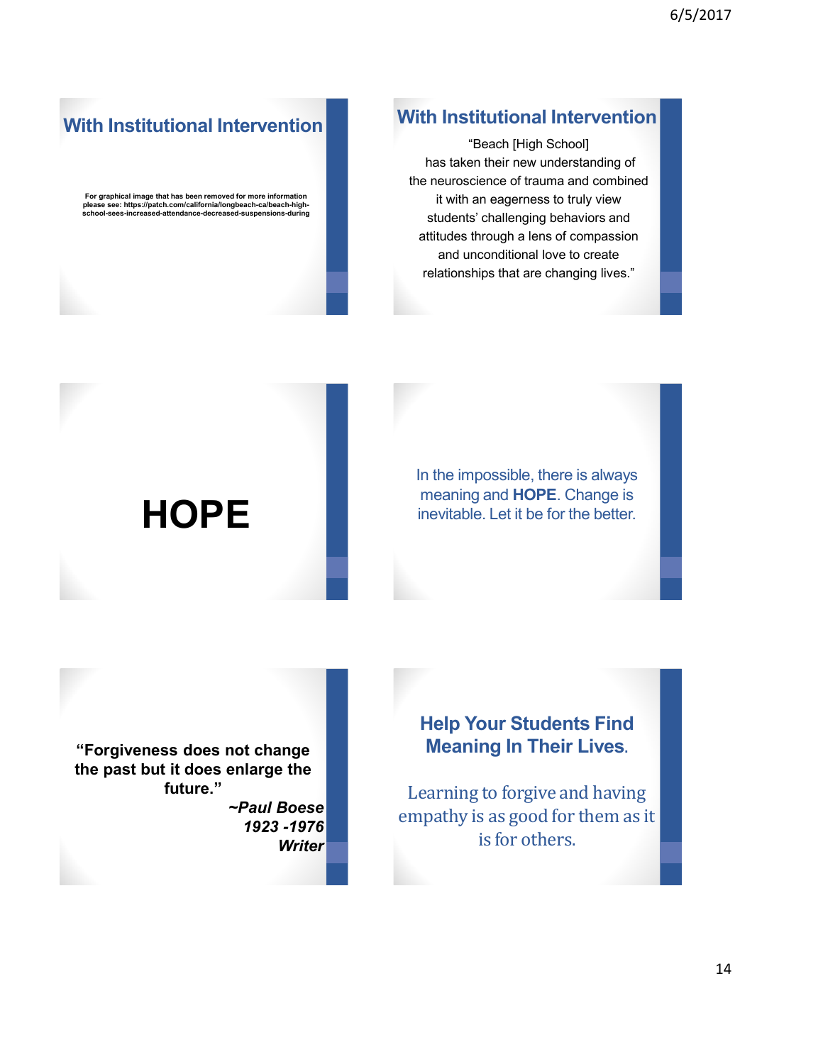## With Institutional Intervention

**For graphical image that has been removed for more information please see: https://patch.com/california/longbeach-ca/beach-high-school-sees-increased-attendance-decreased-suspensions-during**

## With Institutional Intervention

"Beach [High School] has taken their new understanding of the neuroscience of trauma and combined it with an eagerness to truly view students' challenging behaviors and attitudes through a lens of compassion and unconditional love to create relationships that are changing lives."

# HOPE

In the impossible, there is always meaning and **HOPE**. Change is inevitable. Let it be for the better.

**"Forgiveness does not change the past but it does enlarge the future."**

***~Paul Boese***
***1923 -1976***
***Writer***

## Help Your Students Find Meaning In Their Lives.

Learning to forgive and having empathy is as good for them as it is for others.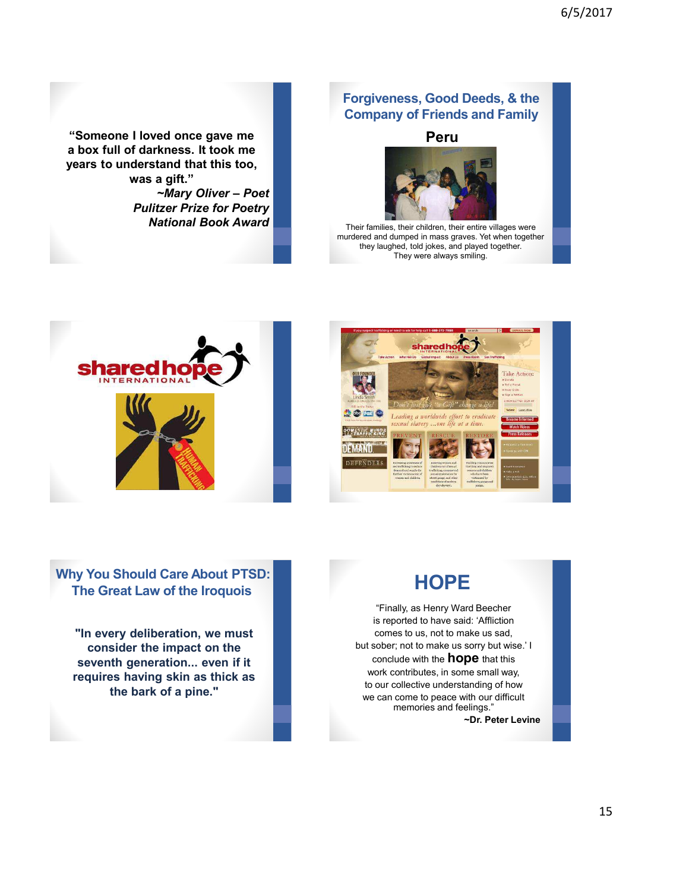"Someone I loved once gave me a box full of darkness. It took me years to understand that this too, was a gift."

***~Mary Oliver – Poet***
***Pulitzer Prize for Poetry***
***National Book Award***

## Forgiveness, Good Deeds, & the Company of Friends and Family

### Peru

Their families, their children, their entire villages were murdered and dumped in mass graves. Yet when together they laughed, told jokes, and played together. They were always smiling.

## Why You Should Care About PTSD: The Great Law of the Iroquois

**"In every deliberation, we must consider the impact on the seventh generation... even if it requires having skin as thick as the bark of a pine."**

## HOPE

"Finally, as Henry Ward Beecher is reported to have said: 'Affliction comes to us, not to make us sad, but sober; not to make us sorry but wise.' I conclude with the **hope** that this work contributes, in some small way, to our collective understanding of how we can come to peace with our difficult memories and feelings."

**~Dr. Peter Levine**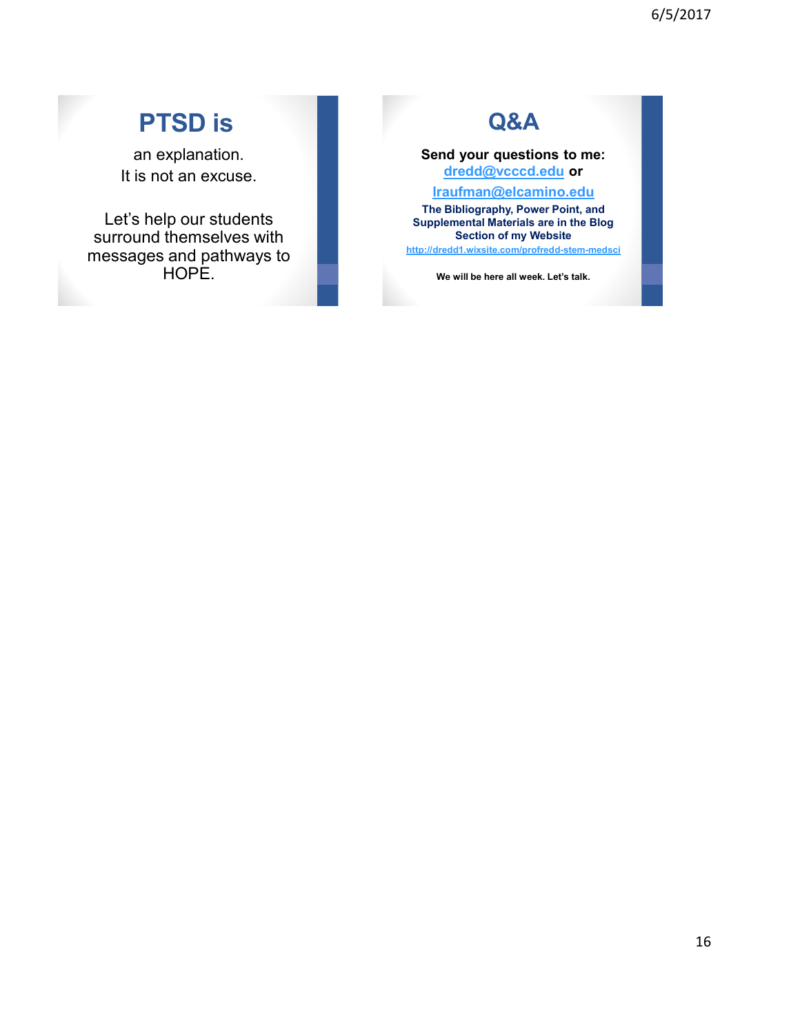## PTSD is

an explanation.
It is not an excuse.

Let's help our students surround themselves with messages and pathways to HOPE.

## Q&A

**Send your questions to me:**
**dredd@vcccd.edu or**

**lraufman@elcamino.edu**

**The Bibliography, Power Point, and Supplemental Materials are in the Blog Section of my Website**

**http://dredd1.wixsite.com/profredd-stem-medsci**

**We will be here all week. Let's talk.**